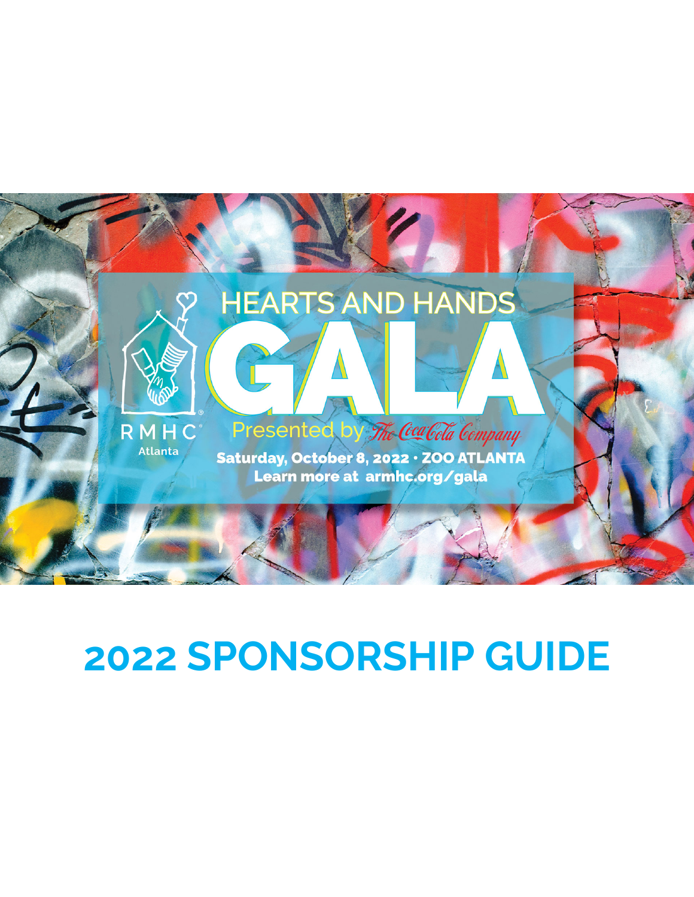RMHC Atlanta

# HEARTS AND HANDS GALA

Presented by The Coca-Cola Company

**Saturday, October 8, 2022 · ZOO ATLANTA**

**Learn more at armhc.org/gala**

# 2022 SPONSORSHIP GUIDE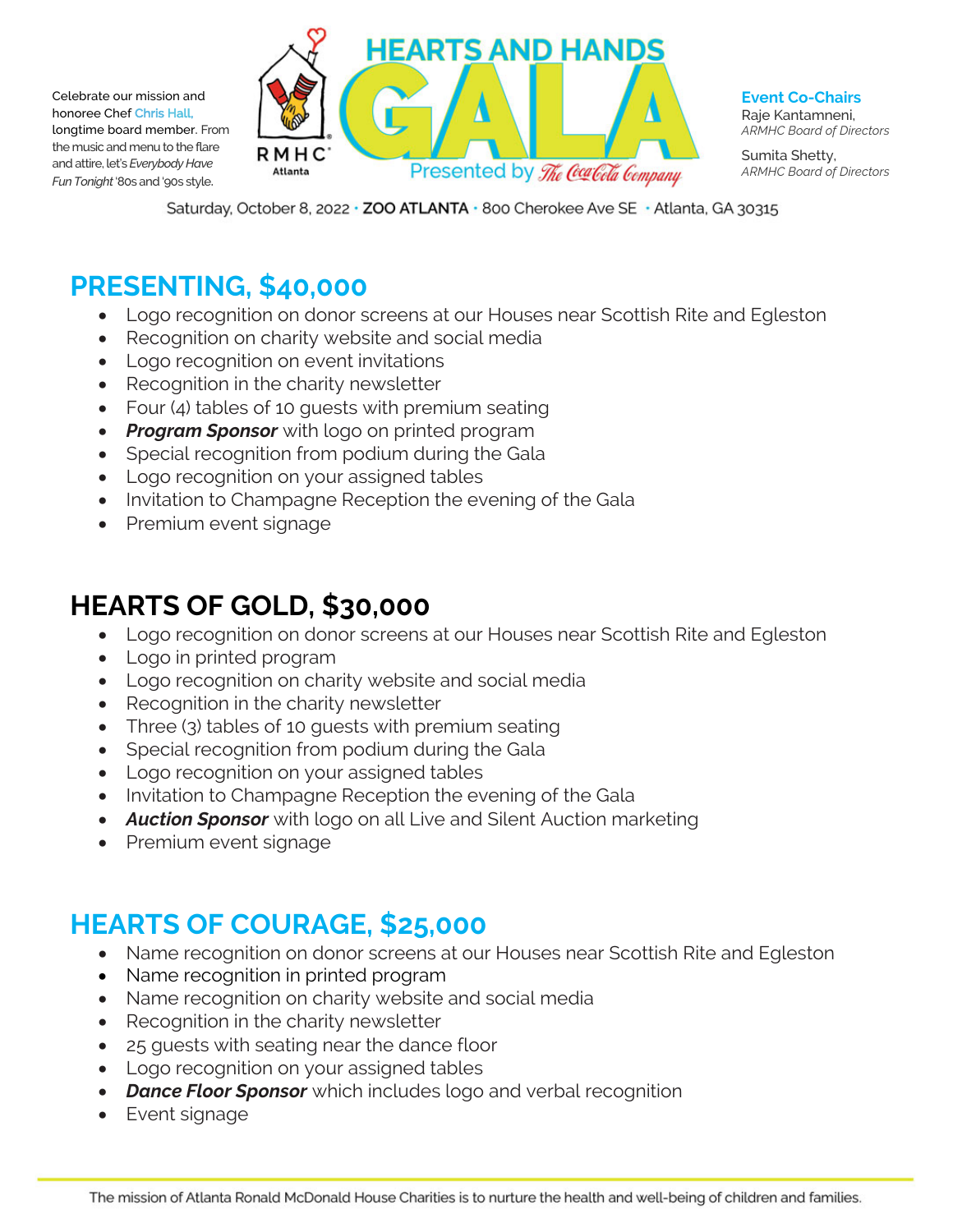Celebrate our mission and honoree Chef Chris Hall, longtime board member. From the music and menu to the flare and attire, let's *Everybody Have Fun Tonight* '80s and '90s style.

# HEARTS AND HANDS GALA

Presented by The Coca-Cola Company

**Event Co-Chairs**

Raje Kantamneni, *ARMHC Board of Directors*

Sumita Shetty, *ARMHC Board of Directors*

Saturday, October 8, 2022 · **ZOO ATLANTA** · 800 Cherokee Ave SE · Atlanta, GA 30315

## PRESENTING, $40,000

- Logo recognition on donor screens at our Houses near Scottish Rite and Egleston
- Recognition on charity website and social media
- Logo recognition on event invitations
- Recognition in the charity newsletter
- Four (4) tables of 10 guests with premium seating
- ***Program Sponsor*** with logo on printed program
- Special recognition from podium during the Gala
- Logo recognition on your assigned tables
- Invitation to Champagne Reception the evening of the Gala
- Premium event signage

## HEARTS OF GOLD, $30,000

- Logo recognition on donor screens at our Houses near Scottish Rite and Egleston
- Logo in printed program
- Logo recognition on charity website and social media
- Recognition in the charity newsletter
- Three (3) tables of 10 guests with premium seating
- Special recognition from podium during the Gala
- Logo recognition on your assigned tables
- Invitation to Champagne Reception the evening of the Gala
- ***Auction Sponsor*** with logo on all Live and Silent Auction marketing
- Premium event signage

## HEARTS OF COURAGE, $25,000

- Name recognition on donor screens at our Houses near Scottish Rite and Egleston
- Name recognition in printed program
- Name recognition on charity website and social media
- Recognition in the charity newsletter
- 25 guests with seating near the dance floor
- Logo recognition on your assigned tables
- ***Dance Floor Sponsor*** which includes logo and verbal recognition
- Event signage

The mission of Atlanta Ronald McDonald House Charities is to nurture the health and well-being of children and families.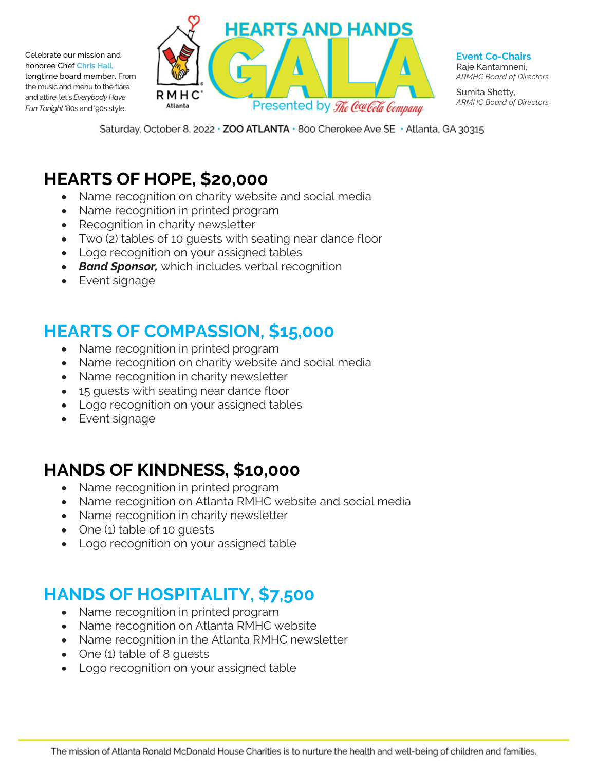Celebrate our mission and honoree Chef Chris Hall, longtime board member. From the music and menu to the flare and attire, let's *Everybody Have Fun Tonight* '80s and '90s style.

# HEARTS AND HANDS GALA

Presented by The Coca-Cola Company

**Event Co-Chairs**

Raje Kantamneni,
*ARMHC Board of Directors*

Sumita Shetty,
*ARMHC Board of Directors*

Saturday, October 8, 2022 · **ZOO ATLANTA** · 800 Cherokee Ave SE · Atlanta, GA 30315

## HEARTS OF HOPE, $20,000

- Name recognition on charity website and social media
- Name recognition in printed program
- Recognition in charity newsletter
- Two (2) tables of 10 guests with seating near dance floor
- Logo recognition on your assigned tables
- ***Band Sponsor,*** which includes verbal recognition
- Event signage

## HEARTS OF COMPASSION, $15,000

- Name recognition in printed program
- Name recognition on charity website and social media
- Name recognition in charity newsletter
- 15 guests with seating near dance floor
- Logo recognition on your assigned tables
- Event signage

## HANDS OF KINDNESS, $10,000

- Name recognition in printed program
- Name recognition on Atlanta RMHC website and social media
- Name recognition in charity newsletter
- One (1) table of 10 guests
- Logo recognition on your assigned table

## HANDS OF HOSPITALITY, $7,500

- Name recognition in printed program
- Name recognition on Atlanta RMHC website
- Name recognition in the Atlanta RMHC newsletter
- One (1) table of 8 guests
- Logo recognition on your assigned table

The mission of Atlanta Ronald McDonald House Charities is to nurture the health and well-being of children and families.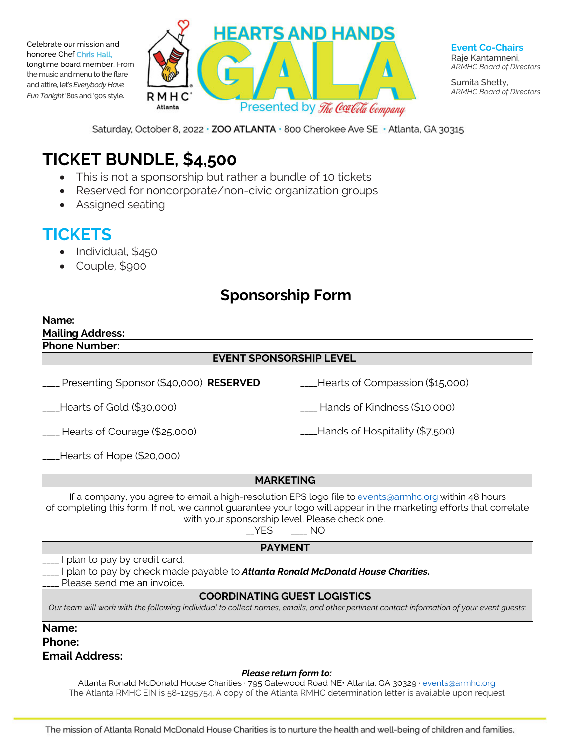Celebrate our mission and honoree Chef Chris Hall, longtime board member. From the music and menu to the flare and attire, let's *Everybody Have Fun Tonight* '80s and '90s style.

# HEARTS AND HANDS GALA

Presented by The Coca-Cola Company

RMHC Atlanta

**Event Co-Chairs**

Raje Kantamneni,
*ARMHC Board of Directors*

Sumita Shetty,
*ARMHC Board of Directors*

Saturday, October 8, 2022 · **ZOO ATLANTA** · 800 Cherokee Ave SE · Atlanta, GA 30315

## TICKET BUNDLE, $4,500

- This is not a sponsorship but rather a bundle of 10 tickets
- Reserved for noncorporate/non-civic organization groups
- Assigned seating

## TICKETS

- Individual, $450
- Couple, $900

## Sponsorship Form

| | |
|---|---|
| **Name:** | |
| **Mailing Address:** | |
| **Phone Number:** | |

**EVENT SPONSORSHIP LEVEL**

| | |
|---|---|
| ____ Presenting Sponsor ($40,000) **RESERVED** | ___Hearts of Compassion ($15,000) |
| ___Hearts of Gold ($30,000) | ___ Hands of Kindness ($10,000) |
| ____ Hearts of Courage ($25,000) | ___Hands of Hospitality ($7,500) |
| ___Hearts of Hope ($20,000) | |

**MARKETING**

If a company, you agree to email a high-resolution EPS logo file to events@armhc.org within 48 hours of completing this form. If not, we cannot guarantee your logo will appear in the marketing efforts that correlate with your sponsorship level. Please check one.

__YES ____ NO

**PAYMENT**

____ I plan to pay by credit card.
____ I plan to pay by check made payable to ***Atlanta Ronald McDonald House Charities.***
____ Please send me an invoice.

**COORDINATING GUEST LOGISTICS**

*Our team will work with the following individual to collect names, emails, and other pertinent contact information of your event guests:*

**Name:**
**Phone:**
**Email Address:**

***Please return form to:***

Atlanta Ronald McDonald House Charities · 795 Gatewood Road NE• Atlanta, GA 30329 · events@armhc.org
The Atlanta RMHC EIN is 58-1295754. A copy of the Atlanta RMHC determination letter is available upon request

The mission of Atlanta Ronald McDonald House Charities is to nurture the health and well-being of children and families.